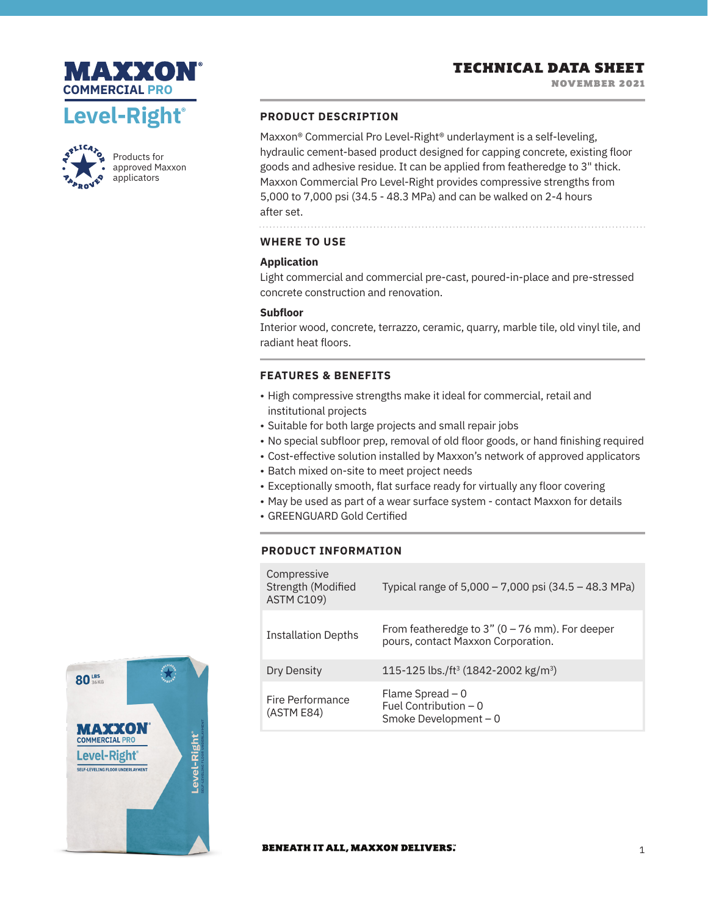# MAXXON® COMMERCIAL PRO

## Level-Right®

Products for approved Maxxon applicators

# TECHNICAL DATA SHEET

NOVEMBER 2021

## PRODUCT DESCRIPTION

Maxxon® Commercial Pro Level-Right® underlayment is a self-leveling, hydraulic cement-based product designed for capping concrete, existing floor goods and adhesive residue. It can be applied from featheredge to 3" thick. Maxxon Commercial Pro Level-Right provides compressive strengths from 5,000 to 7,000 psi (34.5 - 48.3 MPa) and can be walked on 2-4 hours after set.

## WHERE TO USE

### Application

Light commercial and commercial pre-cast, poured-in-place and pre-stressed concrete construction and renovation.

### Subfloor

Interior wood, concrete, terrazzo, ceramic, quarry, marble tile, old vinyl tile, and radiant heat floors.

## FEATURES & BENEFITS

- High compressive strengths make it ideal for commercial, retail and institutional projects
- Suitable for both large projects and small repair jobs
- No special subfloor prep, removal of old floor goods, or hand finishing required
- Cost-effective solution installed by Maxxon's network of approved applicators
- Batch mixed on-site to meet project needs
- Exceptionally smooth, flat surface ready for virtually any floor covering
- May be used as part of a wear surface system - contact Maxxon for details
- GREENGUARD Gold Certified

## PRODUCT INFORMATION

| | |
|---|---|
| Compressive Strength (Modified ASTM C109) | Typical range of 5,000 – 7,000 psi (34.5 – 48.3 MPa) |
| Installation Depths | From featheredge to 3" (0 – 76 mm). For deeper pours, contact Maxxon Corporation. |
| Dry Density | 115-125 lbs./ft³ (1842-2002 kg/m³) |
| Fire Performance (ASTM E84) | Flame Spread – 0<br>Fuel Contribution – 0<br>Smoke Development – 0 |

**BENEATH IT ALL, MAXXON DELIVERS.**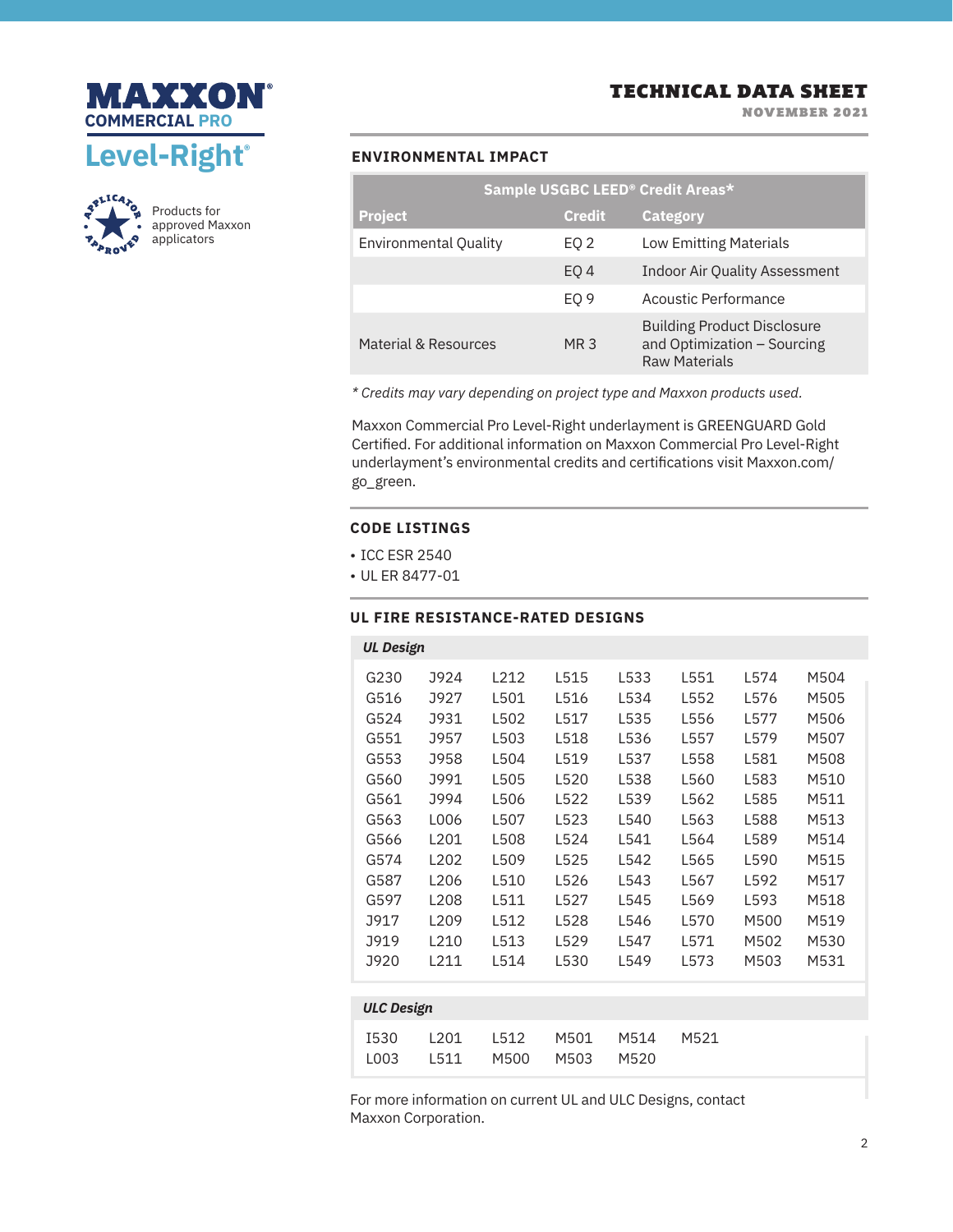# MAXXON® COMMERCIAL PRO

## Level-Right®

Products for approved Maxxon applicators

# TECHNICAL DATA SHEET

NOVEMBER 2021

## ENVIRONMENTAL IMPACT

| Sample USGBC LEED® Credit Areas* | | |
|---|---|---|
| **Project** | **Credit** | **Category** |
| Environmental Quality | EQ 2 | Low Emitting Materials |
| | EQ 4 | Indoor Air Quality Assessment |
| | EQ 9 | Acoustic Performance |
| Material & Resources | MR 3 | Building Product Disclosure and Optimization – Sourcing Raw Materials |

*\* Credits may vary depending on project type and Maxxon products used.*

Maxxon Commercial Pro Level-Right underlayment is GREENGUARD Gold Certified. For additional information on Maxxon Commercial Pro Level-Right underlayment's environmental credits and certifications visit Maxxon.com/go_green.

## CODE LISTINGS

- ICC ESR 2540
- UL ER 8477-01

## UL FIRE RESISTANCE-RATED DESIGNS

| *UL Design* | | | | | | | |
|---|---|---|---|---|---|---|---|
| G230 | J924 | L212 | L515 | L533 | L551 | L574 | M504 |
| G516 | J927 | L501 | L516 | L534 | L552 | L576 | M505 |
| G524 | J931 | L502 | L517 | L535 | L556 | L577 | M506 |
| G551 | J957 | L503 | L518 | L536 | L557 | L579 | M507 |
| G553 | J958 | L504 | L519 | L537 | L558 | L581 | M508 |
| G560 | J991 | L505 | L520 | L538 | L560 | L583 | M510 |
| G561 | J994 | L506 | L522 | L539 | L562 | L585 | M511 |
| G563 | L006 | L507 | L523 | L540 | L563 | L588 | M513 |
| G566 | L201 | L508 | L524 | L541 | L564 | L589 | M514 |
| G574 | L202 | L509 | L525 | L542 | L565 | L590 | M515 |
| G587 | L206 | L510 | L526 | L543 | L567 | L592 | M517 |
| G597 | L208 | L511 | L527 | L545 | L569 | L593 | M518 |
| J917 | L209 | L512 | L528 | L546 | L570 | M500 | M519 |
| J919 | L210 | L513 | L529 | L547 | L571 | M502 | M530 |
| J920 | L211 | L514 | L530 | L549 | L573 | M503 | M531 |

| *ULC Design* | | | | | |
|---|---|---|---|---|---|
| I530 | L201 | L512 | M501 | M514 | M521 |
| L003 | L511 | M500 | M503 | M520 | |

For more information on current UL and ULC Designs, contact Maxxon Corporation.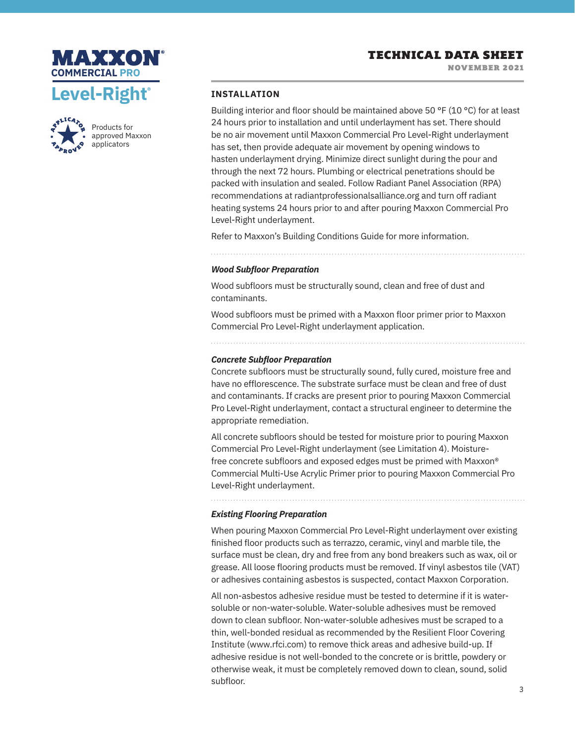## INSTALLATION

Building interior and floor should be maintained above 50 °F (10 °C) for at least 24 hours prior to installation and until underlayment has set. There should be no air movement until Maxxon Commercial Pro Level-Right underlayment has set, then provide adequate air movement by opening windows to hasten underlayment drying. Minimize direct sunlight during the pour and through the next 72 hours. Plumbing or electrical penetrations should be packed with insulation and sealed. Follow Radiant Panel Association (RPA) recommendations at radiantprofessionalsalliance.org and turn off radiant heating systems 24 hours prior to and after pouring Maxxon Commercial Pro Level-Right underlayment.

Refer to Maxxon's Building Conditions Guide for more information.

### *Wood Subfloor Preparation*

Wood subfloors must be structurally sound, clean and free of dust and contaminants.

Wood subfloors must be primed with a Maxxon floor primer prior to Maxxon Commercial Pro Level-Right underlayment application.

### *Concrete Subfloor Preparation*

Concrete subfloors must be structurally sound, fully cured, moisture free and have no efflorescence. The substrate surface must be clean and free of dust and contaminants. If cracks are present prior to pouring Maxxon Commercial Pro Level-Right underlayment, contact a structural engineer to determine the appropriate remediation.

All concrete subfloors should be tested for moisture prior to pouring Maxxon Commercial Pro Level-Right underlayment (see Limitation 4). Moisture-free concrete subfloors and exposed edges must be primed with Maxxon® Commercial Multi-Use Acrylic Primer prior to pouring Maxxon Commercial Pro Level-Right underlayment.

### *Existing Flooring Preparation*

When pouring Maxxon Commercial Pro Level-Right underlayment over existing finished floor products such as terrazzo, ceramic, vinyl and marble tile, the surface must be clean, dry and free from any bond breakers such as wax, oil or grease. All loose flooring products must be removed. If vinyl asbestos tile (VAT) or adhesives containing asbestos is suspected, contact Maxxon Corporation.

All non-asbestos adhesive residue must be tested to determine if it is water-soluble or non-water-soluble. Water-soluble adhesives must be removed down to clean subfloor. Non-water-soluble adhesives must be scraped to a thin, well-bonded residual as recommended by the Resilient Floor Covering Institute (www.rfci.com) to remove thick areas and adhesive build-up. If adhesive residue is not well-bonded to the concrete or is brittle, powdery or otherwise weak, it must be completely removed down to clean, sound, solid subfloor.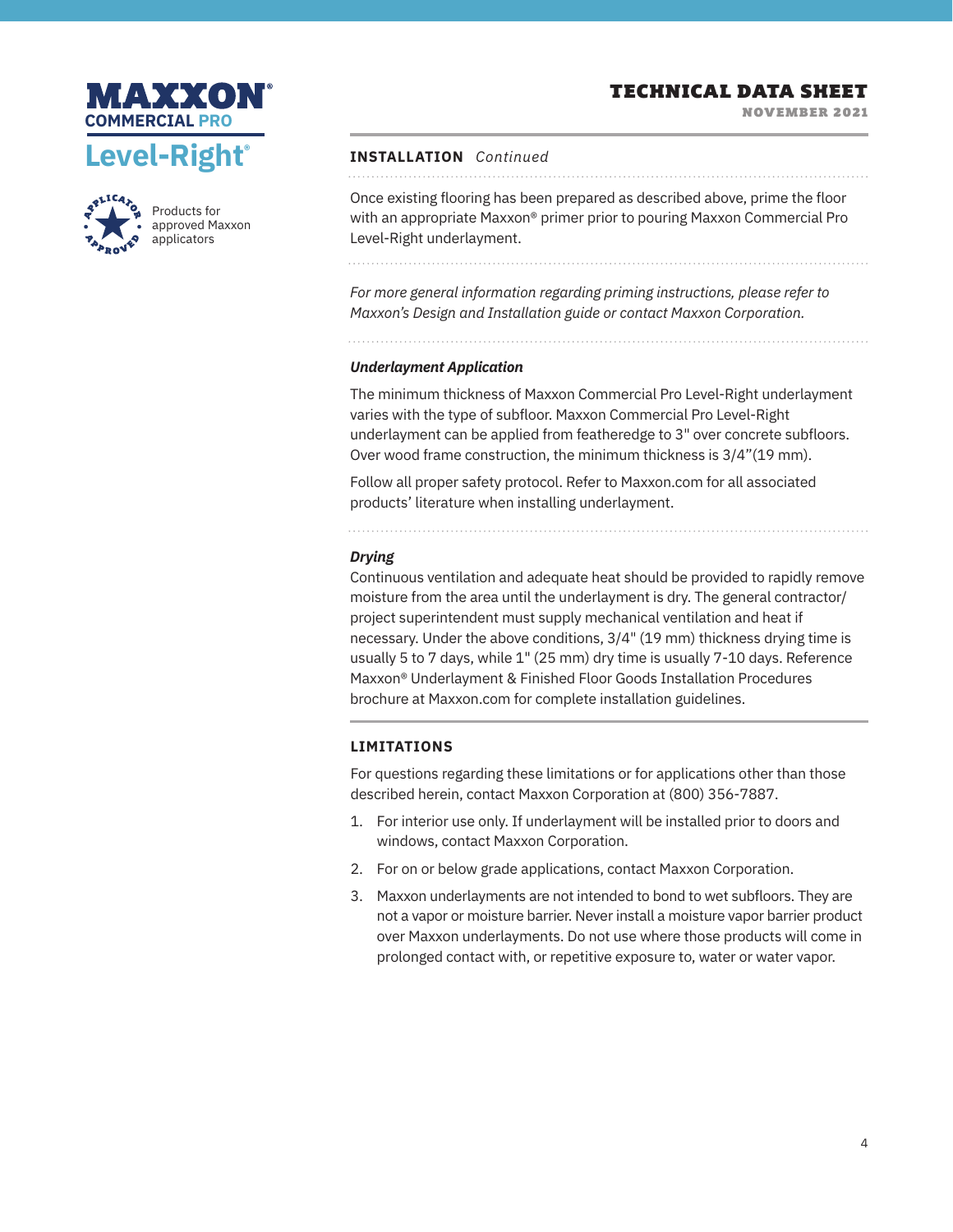## INSTALLATION *Continued*

Once existing flooring has been prepared as described above, prime the floor with an appropriate Maxxon® primer prior to pouring Maxxon Commercial Pro Level-Right underlayment.

*For more general information regarding priming instructions, please refer to Maxxon's Design and Installation guide or contact Maxxon Corporation.*

### *Underlayment Application*

The minimum thickness of Maxxon Commercial Pro Level-Right underlayment varies with the type of subfloor. Maxxon Commercial Pro Level-Right underlayment can be applied from featheredge to 3" over concrete subfloors. Over wood frame construction, the minimum thickness is 3/4"(19 mm).

Follow all proper safety protocol. Refer to Maxxon.com for all associated products' literature when installing underlayment.

### *Drying*

Continuous ventilation and adequate heat should be provided to rapidly remove moisture from the area until the underlayment is dry. The general contractor/project superintendent must supply mechanical ventilation and heat if necessary. Under the above conditions, 3/4" (19 mm) thickness drying time is usually 5 to 7 days, while 1" (25 mm) dry time is usually 7-10 days. Reference Maxxon® Underlayment & Finished Floor Goods Installation Procedures brochure at Maxxon.com for complete installation guidelines.

## LIMITATIONS

For questions regarding these limitations or for applications other than those described herein, contact Maxxon Corporation at (800) 356-7887.

1. For interior use only. If underlayment will be installed prior to doors and windows, contact Maxxon Corporation.
2. For on or below grade applications, contact Maxxon Corporation.
3. Maxxon underlayments are not intended to bond to wet subfloors. They are not a vapor or moisture barrier. Never install a moisture vapor barrier product over Maxxon underlayments. Do not use where those products will come in prolonged contact with, or repetitive exposure to, water or water vapor.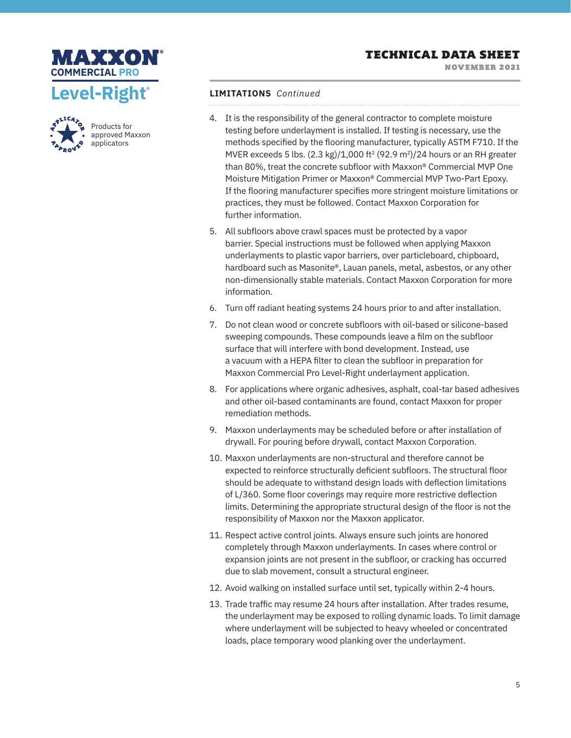**LIMITATIONS** *Continued*

4. It is the responsibility of the general contractor to complete moisture testing before underlayment is installed. If testing is necessary, use the methods specified by the flooring manufacturer, typically ASTM F710. If the MVER exceeds 5 lbs. (2.3 kg)/1,000 ft$^2$ (92.9 m$^2$)/24 hours or an RH greater than 80%, treat the concrete subfloor with Maxxon® Commercial MVP One Moisture Mitigation Primer or Maxxon® Commercial MVP Two-Part Epoxy. If the flooring manufacturer specifies more stringent moisture limitations or practices, they must be followed. Contact Maxxon Corporation for further information.
5. All subfloors above crawl spaces must be protected by a vapor barrier. Special instructions must be followed when applying Maxxon underlayments to plastic vapor barriers, over particleboard, chipboard, hardboard such as Masonite®, Lauan panels, metal, asbestos, or any other non-dimensionally stable materials. Contact Maxxon Corporation for more information.
6. Turn off radiant heating systems 24 hours prior to and after installation.
7. Do not clean wood or concrete subfloors with oil-based or silicone-based sweeping compounds. These compounds leave a film on the subfloor surface that will interfere with bond development. Instead, use a vacuum with a HEPA filter to clean the subfloor in preparation for Maxxon Commercial Pro Level-Right underlayment application.
8. For applications where organic adhesives, asphalt, coal-tar based adhesives and other oil-based contaminants are found, contact Maxxon for proper remediation methods.
9. Maxxon underlayments may be scheduled before or after installation of drywall. For pouring before drywall, contact Maxxon Corporation.
10. Maxxon underlayments are non-structural and therefore cannot be expected to reinforce structurally deficient subfloors. The structural floor should be adequate to withstand design loads with deflection limitations of L/360. Some floor coverings may require more restrictive deflection limits. Determining the appropriate structural design of the floor is not the responsibility of Maxxon nor the Maxxon applicator.
11. Respect active control joints. Always ensure such joints are honored completely through Maxxon underlayments. In cases where control or expansion joints are not present in the subfloor, or cracking has occurred due to slab movement, consult a structural engineer.
12. Avoid walking on installed surface until set, typically within 2-4 hours.
13. Trade traffic may resume 24 hours after installation. After trades resume, the underlayment may be exposed to rolling dynamic loads. To limit damage where underlayment will be subjected to heavy wheeled or concentrated loads, place temporary wood planking over the underlayment.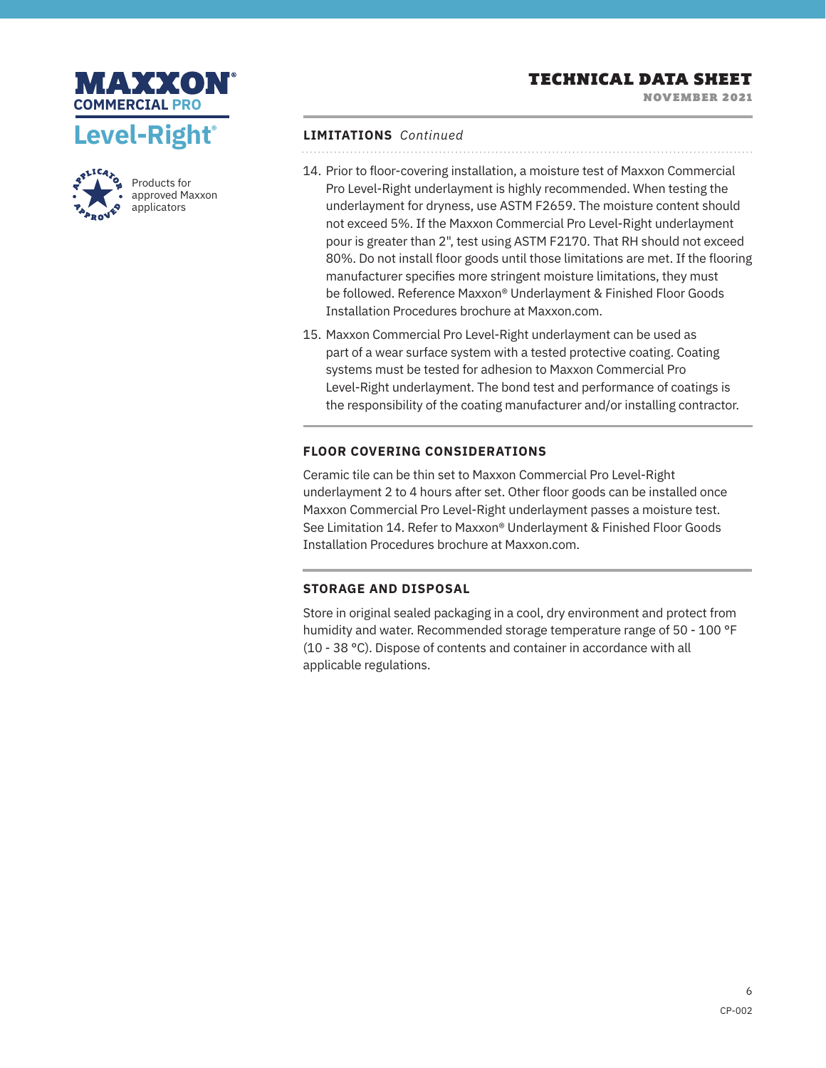## LIMITATIONS *Continued*

14. Prior to floor-covering installation, a moisture test of Maxxon Commercial Pro Level-Right underlayment is highly recommended. When testing the underlayment for dryness, use ASTM F2659. The moisture content should not exceed 5%. If the Maxxon Commercial Pro Level-Right underlayment pour is greater than 2", test using ASTM F2170. That RH should not exceed 80%. Do not install floor goods until those limitations are met. If the flooring manufacturer specifies more stringent moisture limitations, they must be followed. Reference Maxxon® Underlayment & Finished Floor Goods Installation Procedures brochure at Maxxon.com.
15. Maxxon Commercial Pro Level-Right underlayment can be used as part of a wear surface system with a tested protective coating. Coating systems must be tested for adhesion to Maxxon Commercial Pro Level-Right underlayment. The bond test and performance of coatings is the responsibility of the coating manufacturer and/or installing contractor.

## FLOOR COVERING CONSIDERATIONS

Ceramic tile can be thin set to Maxxon Commercial Pro Level-Right underlayment 2 to 4 hours after set. Other floor goods can be installed once Maxxon Commercial Pro Level-Right underlayment passes a moisture test. See Limitation 14. Refer to Maxxon® Underlayment & Finished Floor Goods Installation Procedures brochure at Maxxon.com.

## STORAGE AND DISPOSAL

Store in original sealed packaging in a cool, dry environment and protect from humidity and water. Recommended storage temperature range of 50 - 100 °F (10 - 38 °C). Dispose of contents and container in accordance with all applicable regulations.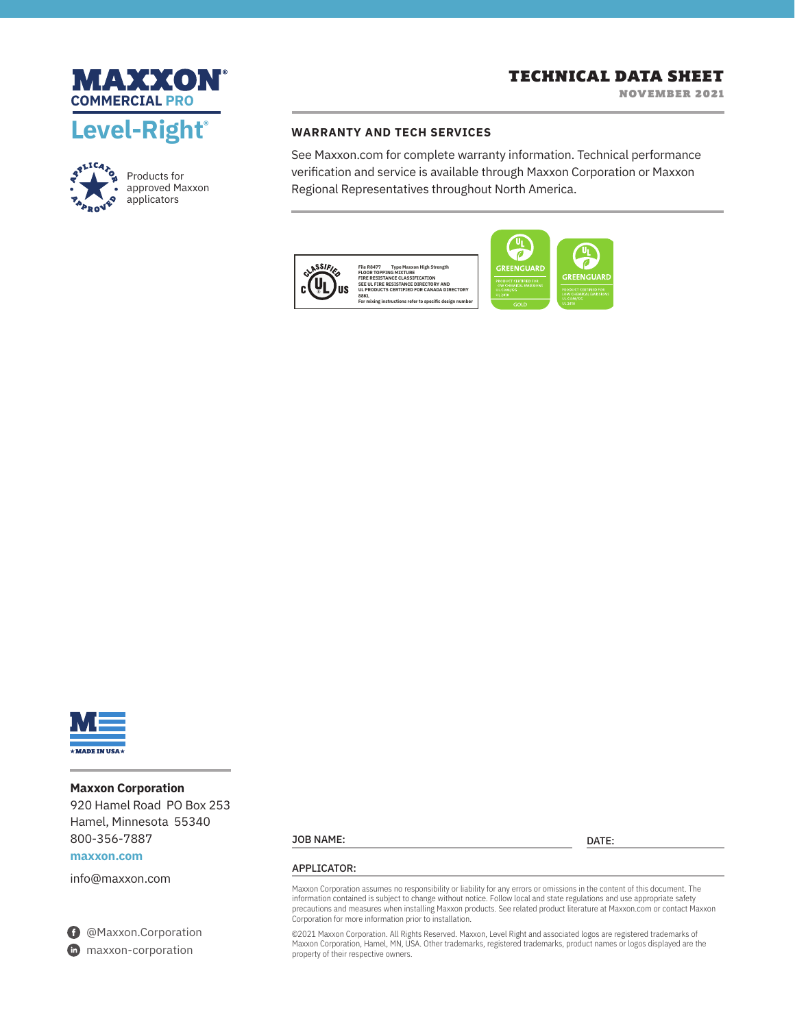MAXXON®
COMMERCIAL PRO

# Level-Right®

Products for approved Maxxon applicators

TECHNICAL DATA SHEET
NOVEMBER 2021

## WARRANTY AND TECH SERVICES

See Maxxon.com for complete warranty information. Technical performance verification and service is available through Maxxon Corporation or Maxxon Regional Representatives throughout North America.

File R8477 Type Maxxon High Strength
FLOOR TOPPING MIXTURE
FIRE RESISTANCE CLASSIFICATION
SEE UL FIRE RESISTANCE DIRECTORY AND
UL PRODUCTS CERTIFIED FOR CANADA DIRECTORY
88KL
For mixing instructions refer to specific design number

**Maxxon Corporation**
920 Hamel Road PO Box 253
Hamel, Minnesota 55340
800-356-7887
**maxxon.com**
info@maxxon.com

@Maxxon.Corporation
maxxon-corporation

JOB NAME: DATE:

APPLICATOR:

Maxxon Corporation assumes no responsibility or liability for any errors or omissions in the content of this document. The information contained is subject to change without notice. Follow local and state regulations and use appropriate safety precautions and measures when installing Maxxon products. See related product literature at Maxxon.com or contact Maxxon Corporation for more information prior to installation.

©2021 Maxxon Corporation. All Rights Reserved. Maxxon, Level Right and associated logos are registered trademarks of Maxxon Corporation, Hamel, MN, USA. Other trademarks, registered trademarks, product names or logos displayed are the property of their respective owners.